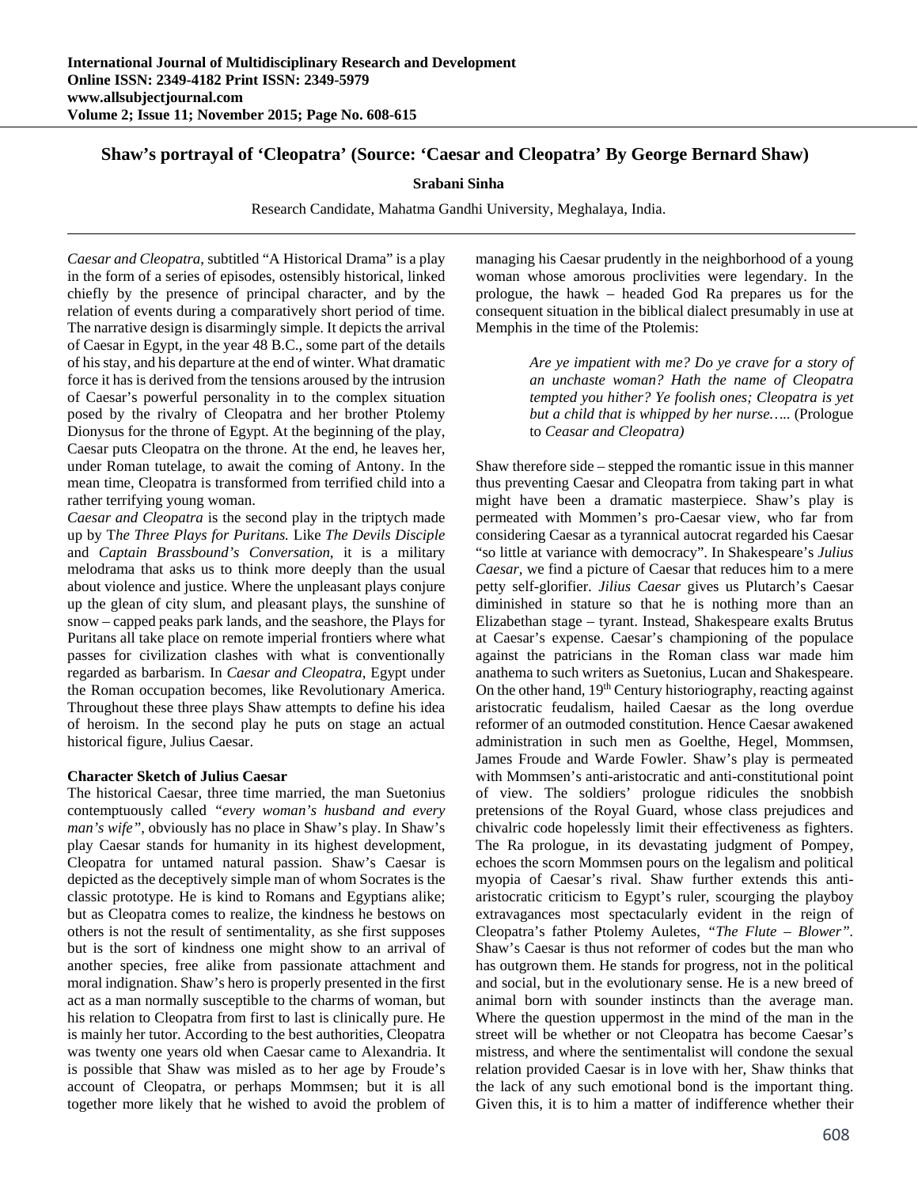# Shaw's portrayal of 'Cleopatra' (Source: 'Caesar and Cleopatra' By George Bernard Shaw)

**Srabani Sinha**

Research Candidate, Mahatma Gandhi University, Meghalaya, India.

---

*Caesar and Cleopatra*, subtitled "A Historical Drama" is a play in the form of a series of episodes, ostensibly historical, linked chiefly by the presence of principal character, and by the relation of events during a comparatively short period of time. The narrative design is disarmingly simple. It depicts the arrival of Caesar in Egypt, in the year 48 B.C., some part of the details of his stay, and his departure at the end of winter. What dramatic force it has is derived from the tensions aroused by the intrusion of Caesar's powerful personality in to the complex situation posed by the rivalry of Cleopatra and her brother Ptolemy Dionysus for the throne of Egypt. At the beginning of the play, Caesar puts Cleopatra on the throne. At the end, he leaves her, under Roman tutelage, to await the coming of Antony. In the mean time, Cleopatra is transformed from terrified child into a rather terrifying young woman.

*Caesar and Cleopatra* is the second play in the triptych made up by T*he Three Plays for Puritans.* Like *The Devils Disciple* and *Captain Brassbound's Conversation*, it is a military melodrama that asks us to think more deeply than the usual about violence and justice. Where the unpleasant plays conjure up the glean of city slum, and pleasant plays, the sunshine of snow – capped peaks park lands, and the seashore, the Plays for Puritans all take place on remote imperial frontiers where what passes for civilization clashes with what is conventionally regarded as barbarism. In *Caesar and Cleopatra*, Egypt under the Roman occupation becomes, like Revolutionary America. Throughout these three plays Shaw attempts to define his idea of heroism. In the second play he puts on stage an actual historical figure, Julius Caesar.

**Character Sketch of Julius Caesar**

The historical Caesar, three time married, the man Suetonius contemptuously called *"every woman's husband and every man's wife"*, obviously has no place in Shaw's play. In Shaw's play Caesar stands for humanity in its highest development, Cleopatra for untamed natural passion. Shaw's Caesar is depicted as the deceptively simple man of whom Socrates is the classic prototype. He is kind to Romans and Egyptians alike; but as Cleopatra comes to realize, the kindness he bestows on others is not the result of sentimentality, as she first supposes but is the sort of kindness one might show to an arrival of another species, free alike from passionate attachment and moral indignation. Shaw's hero is properly presented in the first act as a man normally susceptible to the charms of woman, but his relation to Cleopatra from first to last is clinically pure. He is mainly her tutor. According to the best authorities, Cleopatra was twenty one years old when Caesar came to Alexandria. It is possible that Shaw was misled as to her age by Froude's account of Cleopatra, or perhaps Mommsen; but it is all together more likely that he wished to avoid the problem of managing his Caesar prudently in the neighborhood of a young woman whose amorous proclivities were legendary. In the prologue, the hawk – headed God Ra prepares us for the consequent situation in the biblical dialect presumably in use at Memphis in the time of the Ptolemis:

> *Are ye impatient with me? Do ye crave for a story of an unchaste woman? Hath the name of Cleopatra tempted you hither? Ye foolish ones; Cleopatra is yet but a child that is whipped by her nurse…..* (Prologue to *Ceasar and Cleopatra)*

Shaw therefore side – stepped the romantic issue in this manner thus preventing Caesar and Cleopatra from taking part in what might have been a dramatic masterpiece. Shaw's play is permeated with Mommen's pro-Caesar view, who far from considering Caesar as a tyrannical autocrat regarded his Caesar "so little at variance with democracy". In Shakespeare's *Julius Caesar*, we find a picture of Caesar that reduces him to a mere petty self-glorifier. *Jilius Caesar* gives us Plutarch's Caesar diminished in stature so that he is nothing more than an Elizabethan stage – tyrant. Instead, Shakespeare exalts Brutus at Caesar's expense. Caesar's championing of the populace against the patricians in the Roman class war made him anathema to such writers as Suetonius, Lucan and Shakespeare. On the other hand, 19th Century historiography, reacting against aristocratic feudalism, hailed Caesar as the long overdue reformer of an outmoded constitution. Hence Caesar awakened administration in such men as Goelthe, Hegel, Mommsen, James Froude and Warde Fowler. Shaw's play is permeated with Mommsen's anti-aristocratic and anti-constitutional point of view. The soldiers' prologue ridicules the snobbish pretensions of the Royal Guard, whose class prejudices and chivalric code hopelessly limit their effectiveness as fighters. The Ra prologue, in its devastating judgment of Pompey, echoes the scorn Mommsen pours on the legalism and political myopia of Caesar's rival. Shaw further extends this anti-aristocratic criticism to Egypt's ruler, scourging the playboy extravagances most spectacularly evident in the reign of Cleopatra's father Ptolemy Auletes, *"The Flute – Blower"*. Shaw's Caesar is thus not reformer of codes but the man who has outgrown them. He stands for progress, not in the political and social, but in the evolutionary sense. He is a new breed of animal born with sounder instincts than the average man. Where the question uppermost in the mind of the man in the street will be whether or not Cleopatra has become Caesar's mistress, and where the sentimentalist will condone the sexual relation provided Caesar is in love with her, Shaw thinks that the lack of any such emotional bond is the important thing. Given this, it is to him a matter of indifference whether their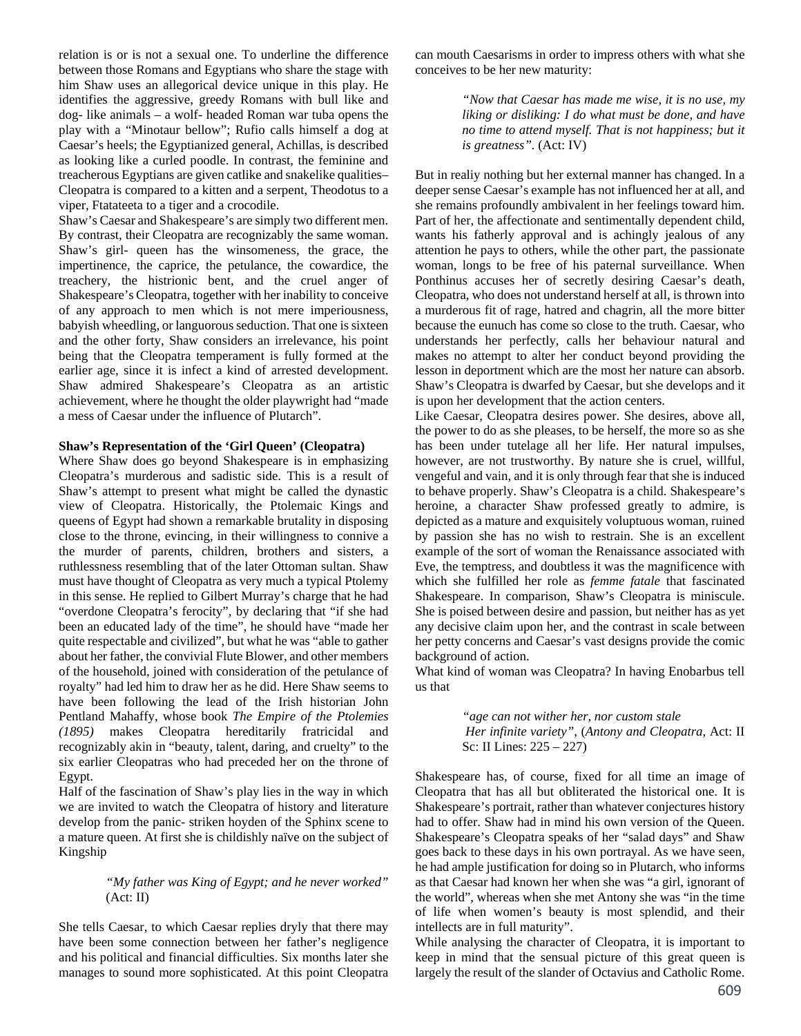relation is or is not a sexual one. To underline the difference between those Romans and Egyptians who share the stage with him Shaw uses an allegorical device unique in this play. He identifies the aggressive, greedy Romans with bull like and dog- like animals – a wolf- headed Roman war tuba opens the play with a "Minotaur bellow"; Rufio calls himself a dog at Caesar's heels; the Egyptianized general, Achillas, is described as looking like a curled poodle. In contrast, the feminine and treacherous Egyptians are given catlike and snakelike qualities– Cleopatra is compared to a kitten and a serpent, Theodotus to a viper, Ftatateeta to a tiger and a crocodile.

Shaw's Caesar and Shakespeare's are simply two different men. By contrast, their Cleopatra are recognizably the same woman. Shaw's girl- queen has the winsomeness, the grace, the impertinence, the caprice, the petulance, the cowardice, the treachery, the histrionic bent, and the cruel anger of Shakespeare's Cleopatra, together with her inability to conceive of any approach to men which is not mere imperiousness, babyish wheedling, or languorous seduction. That one is sixteen and the other forty, Shaw considers an irrelevance, his point being that the Cleopatra temperament is fully formed at the earlier age, since it is infect a kind of arrested development. Shaw admired Shakespeare's Cleopatra as an artistic achievement, where he thought the older playwright had "made a mess of Caesar under the influence of Plutarch".

**Shaw's Representation of the 'Girl Queen' (Cleopatra)**

Where Shaw does go beyond Shakespeare is in emphasizing Cleopatra's murderous and sadistic side. This is a result of Shaw's attempt to present what might be called the dynastic view of Cleopatra. Historically, the Ptolemaic Kings and queens of Egypt had shown a remarkable brutality in disposing close to the throne, evincing, in their willingness to connive a the murder of parents, children, brothers and sisters, a ruthlessness resembling that of the later Ottoman sultan. Shaw must have thought of Cleopatra as very much a typical Ptolemy in this sense. He replied to Gilbert Murray's charge that he had "overdone Cleopatra's ferocity", by declaring that "if she had been an educated lady of the time", he should have "made her quite respectable and civilized", but what he was "able to gather about her father, the convivial Flute Blower, and other members of the household, joined with consideration of the petulance of royalty" had led him to draw her as he did. Here Shaw seems to have been following the lead of the Irish historian John Pentland Mahaffy, whose book *The Empire of the Ptolemies (1895)* makes Cleopatra hereditarily fratricidal and recognizably akin in "beauty, talent, daring, and cruelty" to the six earlier Cleopatras who had preceded her on the throne of Egypt.

Half of the fascination of Shaw's play lies in the way in which we are invited to watch the Cleopatra of history and literature develop from the panic- striken hoyden of the Sphinx scene to a mature queen. At first she is childishly naïve on the subject of Kingship

> *"My father was King of Egypt; and he never worked"* (Act: II)

She tells Caesar, to which Caesar replies dryly that there may have been some connection between her father's negligence and his political and financial difficulties. Six months later she manages to sound more sophisticated. At this point Cleopatra can mouth Caesarisms in order to impress others with what she conceives to be her new maturity:

> *"Now that Caesar has made me wise, it is no use, my liking or disliking: I do what must be done, and have no time to attend myself. That is not happiness; but it is greatness".* (Act: IV)

But in realiy nothing but her external manner has changed. In a deeper sense Caesar's example has not influenced her at all, and she remains profoundly ambivalent in her feelings toward him. Part of her, the affectionate and sentimentally dependent child, wants his fatherly approval and is achingly jealous of any attention he pays to others, while the other part, the passionate woman, longs to be free of his paternal surveillance. When Ponthinus accuses her of secretly desiring Caesar's death, Cleopatra, who does not understand herself at all, is thrown into a murderous fit of rage, hatred and chagrin, all the more bitter because the eunuch has come so close to the truth. Caesar, who understands her perfectly, calls her behaviour natural and makes no attempt to alter her conduct beyond providing the lesson in deportment which are the most her nature can absorb. Shaw's Cleopatra is dwarfed by Caesar, but she develops and it is upon her development that the action centers.

Like Caesar, Cleopatra desires power. She desires, above all, the power to do as she pleases, to be herself, the more so as she has been under tutelage all her life. Her natural impulses, however, are not trustworthy. By nature she is cruel, willful, vengeful and vain, and it is only through fear that she is induced to behave properly. Shaw's Cleopatra is a child. Shakespeare's heroine, a character Shaw professed greatly to admire, is depicted as a mature and exquisitely voluptuous woman, ruined by passion she has no wish to restrain. She is an excellent example of the sort of woman the Renaissance associated with Eve, the temptress, and doubtless it was the magnificence with which she fulfilled her role as *femme fatale* that fascinated Shakespeare. In comparison, Shaw's Cleopatra is miniscule. She is poised between desire and passion, but neither has as yet any decisive claim upon her, and the contrast in scale between her petty concerns and Caesar's vast designs provide the comic background of action.

What kind of woman was Cleopatra? In having Enobarbus tell us that

> *"age can not wither her, nor custom stale*
> *Her infinite variety"*, (*Antony and Cleopatra*, Act: II Sc: II Lines: 225 – 227)

Shakespeare has, of course, fixed for all time an image of Cleopatra that has all but obliterated the historical one. It is Shakespeare's portrait, rather than whatever conjectures history had to offer. Shaw had in mind his own version of the Queen. Shakespeare's Cleopatra speaks of her "salad days" and Shaw goes back to these days in his own portrayal. As we have seen, he had ample justification for doing so in Plutarch, who informs as that Caesar had known her when she was "a girl, ignorant of the world", whereas when she met Antony she was "in the time of life when women's beauty is most splendid, and their intellects are in full maturity".

While analysing the character of Cleopatra, it is important to keep in mind that the sensual picture of this great queen is largely the result of the slander of Octavius and Catholic Rome.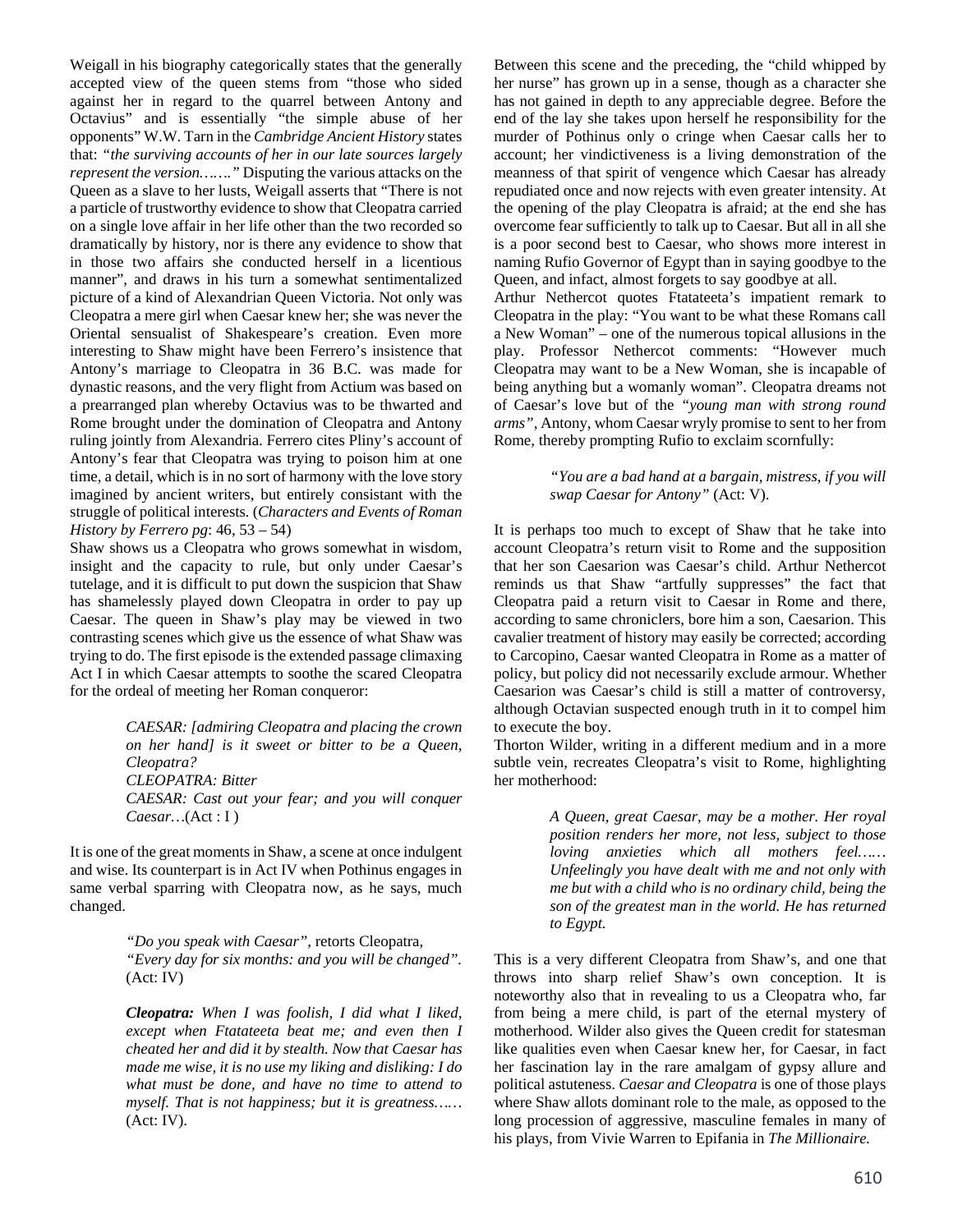Weigall in his biography categorically states that the generally accepted view of the queen stems from "those who sided against her in regard to the quarrel between Antony and Octavius" and is essentially "the simple abuse of her opponents" W.W. Tarn in the *Cambridge Ancient History* states that: *"the surviving accounts of her in our late sources largely represent the version……."* Disputing the various attacks on the Queen as a slave to her lusts, Weigall asserts that "There is not a particle of trustworthy evidence to show that Cleopatra carried on a single love affair in her life other than the two recorded so dramatically by history, nor is there any evidence to show that in those two affairs she conducted herself in a licentious manner", and draws in his turn a somewhat sentimentalized picture of a kind of Alexandrian Queen Victoria. Not only was Cleopatra a mere girl when Caesar knew her; she was never the Oriental sensualist of Shakespeare's creation. Even more interesting to Shaw might have been Ferrero's insistence that Antony's marriage to Cleopatra in 36 B.C. was made for dynastic reasons, and the very flight from Actium was based on a prearranged plan whereby Octavius was to be thwarted and Rome brought under the domination of Cleopatra and Antony ruling jointly from Alexandria. Ferrero cites Pliny's account of Antony's fear that Cleopatra was trying to poison him at one time, a detail, which is in no sort of harmony with the love story imagined by ancient writers, but entirely consistant with the struggle of political interests. (*Characters and Events of Roman History by Ferrero pg*: 46, 53 – 54)

Shaw shows us a Cleopatra who grows somewhat in wisdom, insight and the capacity to rule, but only under Caesar's tutelage, and it is difficult to put down the suspicion that Shaw has shamelessly played down Cleopatra in order to pay up Caesar. The queen in Shaw's play may be viewed in two contrasting scenes which give us the essence of what Shaw was trying to do. The first episode is the extended passage climaxing Act I in which Caesar attempts to soothe the scared Cleopatra for the ordeal of meeting her Roman conqueror:

> *CAESAR: [admiring Cleopatra and placing the crown on her hand] is it sweet or bitter to be a Queen, Cleopatra?*
> *CLEOPATRA: Bitter*
> *CAESAR: Cast out your fear; and you will conquer Caesar…*(Act : I )

It is one of the great moments in Shaw, a scene at once indulgent and wise. Its counterpart is in Act IV when Pothinus engages in same verbal sparring with Cleopatra now, as he says, much changed.

> *"Do you speak with Caesar"*, retorts Cleopatra,
> *"Every day for six months: and you will be changed".* (Act: IV)

> ***Cleopatra:*** *When I was foolish, I did what I liked, except when Ftatateeta beat me; and even then I cheated her and did it by stealth. Now that Caesar has made me wise, it is no use my liking and disliking: I do what must be done, and have no time to attend to myself. That is not happiness; but it is greatness……* (Act: IV).

Between this scene and the preceding, the "child whipped by her nurse" has grown up in a sense, though as a character she has not gained in depth to any appreciable degree. Before the end of the lay she takes upon herself he responsibility for the murder of Pothinus only o cringe when Caesar calls her to account; her vindictiveness is a living demonstration of the meanness of that spirit of vengence which Caesar has already repudiated once and now rejects with even greater intensity. At the opening of the play Cleopatra is afraid; at the end she has overcome fear sufficiently to talk up to Caesar. But all in all she is a poor second best to Caesar, who shows more interest in naming Rufio Governor of Egypt than in saying goodbye to the Queen, and infact, almost forgets to say goodbye at all.

Arthur Nethercot quotes Ftatateeta's impatient remark to Cleopatra in the play: "You want to be what these Romans call a New Woman" – one of the numerous topical allusions in the play. Professor Nethercot comments: "However much Cleopatra may want to be a New Woman, she is incapable of being anything but a womanly woman". Cleopatra dreams not of Caesar's love but of the *"young man with strong round arms",* Antony, whom Caesar wryly promise to sent to her from Rome, thereby prompting Rufio to exclaim scornfully:

> *"You are a bad hand at a bargain, mistress, if you will swap Caesar for Antony"* (Act: V).

It is perhaps too much to except of Shaw that he take into account Cleopatra's return visit to Rome and the supposition that her son Caesarion was Caesar's child. Arthur Nethercot reminds us that Shaw "artfully suppresses" the fact that Cleopatra paid a return visit to Caesar in Rome and there, according to same chroniclers, bore him a son, Caesarion. This cavalier treatment of history may easily be corrected; according to Carcopino, Caesar wanted Cleopatra in Rome as a matter of policy, but policy did not necessarily exclude armour. Whether Caesarion was Caesar's child is still a matter of controversy, although Octavian suspected enough truth in it to compel him to execute the boy.

Thorton Wilder, writing in a different medium and in a more subtle vein, recreates Cleopatra's visit to Rome, highlighting her motherhood:

> *A Queen, great Caesar, may be a mother. Her royal position renders her more, not less, subject to those loving anxieties which all mothers feel…… Unfeelingly you have dealt with me and not only with me but with a child who is no ordinary child, being the son of the greatest man in the world. He has returned to Egypt.*

This is a very different Cleopatra from Shaw's, and one that throws into sharp relief Shaw's own conception. It is noteworthy also that in revealing to us a Cleopatra who, far from being a mere child, is part of the eternal mystery of motherhood. Wilder also gives the Queen credit for statesman like qualities even when Caesar knew her, for Caesar, in fact her fascination lay in the rare amalgam of gypsy allure and political astuteness. *Caesar and Cleopatra* is one of those plays where Shaw allots dominant role to the male, as opposed to the long procession of aggressive, masculine females in many of his plays, from Vivie Warren to Epifania in *The Millionaire.*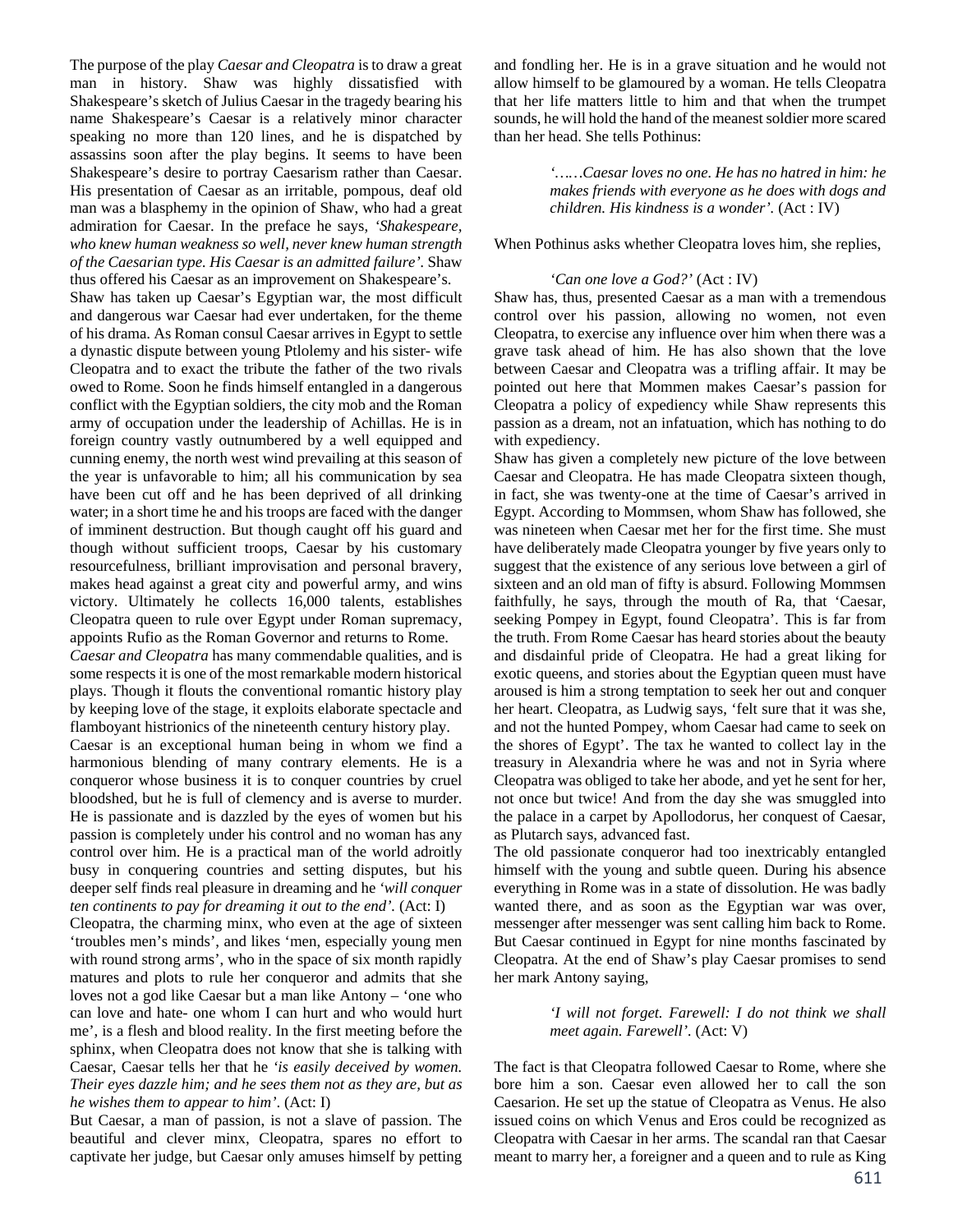The purpose of the play *Caesar and Cleopatra* is to draw a great man in history. Shaw was highly dissatisfied with Shakespeare's sketch of Julius Caesar in the tragedy bearing his name Shakespeare's Caesar is a relatively minor character speaking no more than 120 lines, and he is dispatched by assassins soon after the play begins. It seems to have been Shakespeare's desire to portray Caesarism rather than Caesar. His presentation of Caesar as an irritable, pompous, deaf old man was a blasphemy in the opinion of Shaw, who had a great admiration for Caesar. In the preface he says, *'Shakespeare, who knew human weakness so well, never knew human strength of the Caesarian type. His Caesar is an admitted failure'.* Shaw thus offered his Caesar as an improvement on Shakespeare's.

Shaw has taken up Caesar's Egyptian war, the most difficult and dangerous war Caesar had ever undertaken, for the theme of his drama. As Roman consul Caesar arrives in Egypt to settle a dynastic dispute between young Ptlolemy and his sister- wife Cleopatra and to exact the tribute the father of the two rivals owed to Rome. Soon he finds himself entangled in a dangerous conflict with the Egyptian soldiers, the city mob and the Roman army of occupation under the leadership of Achillas. He is in foreign country vastly outnumbered by a well equipped and cunning enemy, the north west wind prevailing at this season of the year is unfavorable to him; all his communication by sea have been cut off and he has been deprived of all drinking water; in a short time he and his troops are faced with the danger of imminent destruction. But though caught off his guard and though without sufficient troops, Caesar by his customary resourcefulness, brilliant improvisation and personal bravery, makes head against a great city and powerful army, and wins victory. Ultimately he collects 16,000 talents, establishes Cleopatra queen to rule over Egypt under Roman supremacy, appoints Rufio as the Roman Governor and returns to Rome.

*Caesar and Cleopatra* has many commendable qualities, and is some respects it is one of the most remarkable modern historical plays. Though it flouts the conventional romantic history play by keeping love of the stage, it exploits elaborate spectacle and flamboyant histrionics of the nineteenth century history play.

Caesar is an exceptional human being in whom we find a harmonious blending of many contrary elements. He is a conqueror whose business it is to conquer countries by cruel bloodshed, but he is full of clemency and is averse to murder. He is passionate and is dazzled by the eyes of women but his passion is completely under his control and no woman has any control over him. He is a practical man of the world adroitly busy in conquering countries and setting disputes, but his deeper self finds real pleasure in dreaming and he *'will conquer ten continents to pay for dreaming it out to the end'.* (Act: I)

Cleopatra, the charming minx, who even at the age of sixteen 'troubles men's minds', and likes 'men, especially young men with round strong arms', who in the space of six month rapidly matures and plots to rule her conqueror and admits that she loves not a god like Caesar but a man like Antony – 'one who can love and hate- one whom I can hurt and who would hurt me', is a flesh and blood reality. In the first meeting before the sphinx, when Cleopatra does not know that she is talking with Caesar, Caesar tells her that he *'is easily deceived by women. Their eyes dazzle him; and he sees them not as they are, but as he wishes them to appear to him'.* (Act: I)

But Caesar, a man of passion, is not a slave of passion. The beautiful and clever minx, Cleopatra, spares no effort to captivate her judge, but Caesar only amuses himself by petting and fondling her. He is in a grave situation and he would not allow himself to be glamoured by a woman. He tells Cleopatra that her life matters little to him and that when the trumpet sounds, he will hold the hand of the meanest soldier more scared than her head. She tells Pothinus:

> *'……Caesar loves no one. He has no hatred in him: he makes friends with everyone as he does with dogs and children. His kindness is a wonder'.* (Act : IV)

When Pothinus asks whether Cleopatra loves him, she replies,

> *'Can one love a God?'* (Act : IV)

Shaw has, thus, presented Caesar as a man with a tremendous control over his passion, allowing no women, not even Cleopatra, to exercise any influence over him when there was a grave task ahead of him. He has also shown that the love between Caesar and Cleopatra was a trifling affair. It may be pointed out here that Mommen makes Caesar's passion for Cleopatra a policy of expediency while Shaw represents this passion as a dream, not an infatuation, which has nothing to do with expediency.

Shaw has given a completely new picture of the love between Caesar and Cleopatra. He has made Cleopatra sixteen though, in fact, she was twenty-one at the time of Caesar's arrived in Egypt. According to Mommsen, whom Shaw has followed, she was nineteen when Caesar met her for the first time. She must have deliberately made Cleopatra younger by five years only to suggest that the existence of any serious love between a girl of sixteen and an old man of fifty is absurd. Following Mommsen faithfully, he says, through the mouth of Ra, that 'Caesar, seeking Pompey in Egypt, found Cleopatra'. This is far from the truth. From Rome Caesar has heard stories about the beauty and disdainful pride of Cleopatra. He had a great liking for exotic queens, and stories about the Egyptian queen must have aroused is him a strong temptation to seek her out and conquer her heart. Cleopatra, as Ludwig says, 'felt sure that it was she, and not the hunted Pompey, whom Caesar had came to seek on the shores of Egypt'. The tax he wanted to collect lay in the treasury in Alexandria where he was and not in Syria where Cleopatra was obliged to take her abode, and yet he sent for her, not once but twice! And from the day she was smuggled into the palace in a carpet by Apollodorus, her conquest of Caesar, as Plutarch says, advanced fast.

The old passionate conqueror had too inextricably entangled himself with the young and subtle queen. During his absence everything in Rome was in a state of dissolution. He was badly wanted there, and as soon as the Egyptian war was over, messenger after messenger was sent calling him back to Rome. But Caesar continued in Egypt for nine months fascinated by Cleopatra. At the end of Shaw's play Caesar promises to send her mark Antony saying,

> *'I will not forget. Farewell: I do not think we shall meet again. Farewell'.* (Act: V)

The fact is that Cleopatra followed Caesar to Rome, where she bore him a son. Caesar even allowed her to call the son Caesarion. He set up the statue of Cleopatra as Venus. He also issued coins on which Venus and Eros could be recognized as Cleopatra with Caesar in her arms. The scandal ran that Caesar meant to marry her, a foreigner and a queen and to rule as King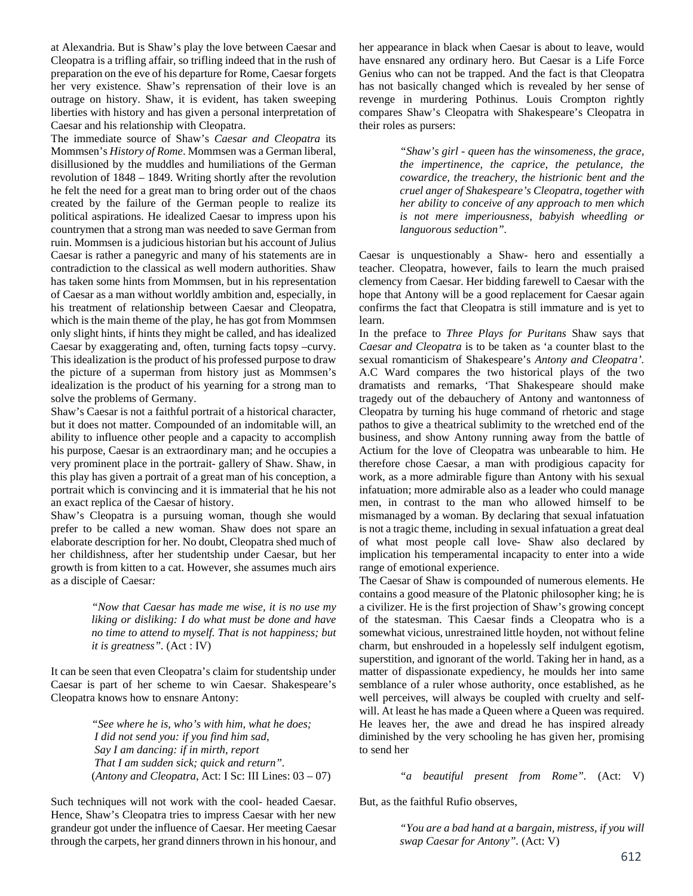at Alexandria. But is Shaw's play the love between Caesar and Cleopatra is a trifling affair, so trifling indeed that in the rush of preparation on the eve of his departure for Rome, Caesar forgets her very existence. Shaw's reprensation of their love is an outrage on history. Shaw, it is evident, has taken sweeping liberties with history and has given a personal interpretation of Caesar and his relationship with Cleopatra.

The immediate source of Shaw's *Caesar and Cleopatra* its Mommsen's *History of Rome*. Mommsen was a German liberal, disillusioned by the muddles and humiliations of the German revolution of 1848 – 1849. Writing shortly after the revolution he felt the need for a great man to bring order out of the chaos created by the failure of the German people to realize its political aspirations. He idealized Caesar to impress upon his countrymen that a strong man was needed to save German from ruin. Mommsen is a judicious historian but his account of Julius Caesar is rather a panegyric and many of his statements are in contradiction to the classical as well modern authorities. Shaw has taken some hints from Mommsen, but in his representation of Caesar as a man without worldly ambition and, especially, in his treatment of relationship between Caesar and Cleopatra, which is the main theme of the play, he has got from Mommsen only slight hints, if hints they might be called, and has idealized Caesar by exaggerating and, often, turning facts topsy –curvy. This idealization is the product of his professed purpose to draw the picture of a superman from history just as Mommsen's idealization is the product of his yearning for a strong man to solve the problems of Germany.

Shaw's Caesar is not a faithful portrait of a historical character, but it does not matter. Compounded of an indomitable will, an ability to influence other people and a capacity to accomplish his purpose, Caesar is an extraordinary man; and he occupies a very prominent place in the portrait- gallery of Shaw. Shaw, in this play has given a portrait of a great man of his conception, a portrait which is convincing and it is immaterial that he his not an exact replica of the Caesar of history.

Shaw's Cleopatra is a pursuing woman, though she would prefer to be called a new woman. Shaw does not spare an elaborate description for her. No doubt, Cleopatra shed much of her childishness, after her studentship under Caesar, but her growth is from kitten to a cat. However, she assumes much airs as a disciple of Caesar:

> *"Now that Caesar has made me wise, it is no use my liking or disliking: I do what must be done and have no time to attend to myself. That is not happiness; but it is greatness".* (Act : IV)

It can be seen that even Cleopatra's claim for studentship under Caesar is part of her scheme to win Caesar. Shakespeare's Cleopatra knows how to ensnare Antony:

> *"See where he is, who's with him, what he does;*
> *I did not send you: if you find him sad,*
> *Say I am dancing: if in mirth, report*
> *That I am sudden sick; quick and return".*
> (*Antony and Cleopatra*, Act: I Sc: III Lines: 03 – 07)

Such techniques will not work with the cool- headed Caesar. Hence, Shaw's Cleopatra tries to impress Caesar with her new grandeur got under the influence of Caesar. Her meeting Caesar through the carpets, her grand dinners thrown in his honour, and her appearance in black when Caesar is about to leave, would have ensnared any ordinary hero. But Caesar is a Life Force Genius who can not be trapped. And the fact is that Cleopatra has not basically changed which is revealed by her sense of revenge in murdering Pothinus. Louis Crompton rightly compares Shaw's Cleopatra with Shakespeare's Cleopatra in their roles as pursers:

> *"Shaw's girl - queen has the winsomeness, the grace, the impertinence, the caprice, the petulance, the cowardice, the treachery, the histrionic bent and the cruel anger of Shakespeare's Cleopatra, together with her ability to conceive of any approach to men which is not mere imperiousness, babyish wheedling or languorous seduction".*

Caesar is unquestionably a Shaw- hero and essentially a teacher. Cleopatra, however, fails to learn the much praised clemency from Caesar. Her bidding farewell to Caesar with the hope that Antony will be a good replacement for Caesar again confirms the fact that Cleopatra is still immature and is yet to learn.

In the preface to *Three Plays for Puritans* Shaw says that *Caesar and Cleopatra* is to be taken as 'a counter blast to the sexual romanticism of Shakespeare's *Antony and Cleopatra'*. A.C Ward compares the two historical plays of the two dramatists and remarks, 'That Shakespeare should make tragedy out of the debauchery of Antony and wantonness of Cleopatra by turning his huge command of rhetoric and stage pathos to give a theatrical sublimity to the wretched end of the business, and show Antony running away from the battle of Actium for the love of Cleopatra was unbearable to him. He therefore chose Caesar, a man with prodigious capacity for work, as a more admirable figure than Antony with his sexual infatuation; more admirable also as a leader who could manage men, in contrast to the man who allowed himself to be mismanaged by a woman. By declaring that sexual infatuation is not a tragic theme, including in sexual infatuation a great deal of what most people call love- Shaw also declared by implication his temperamental incapacity to enter into a wide range of emotional experience.

The Caesar of Shaw is compounded of numerous elements. He contains a good measure of the Platonic philosopher king; he is a civilizer. He is the first projection of Shaw's growing concept of the statesman. This Caesar finds a Cleopatra who is a somewhat vicious, unrestrained little hoyden, not without feline charm, but enshrouded in a hopelessly self indulgent egotism, superstition, and ignorant of the world. Taking her in hand, as a matter of dispassionate expediency, he moulds her into same semblance of a ruler whose authority, once established, as he well perceives, will always be coupled with cruelty and self-will. At least he has made a Queen where a Queen was required. He leaves her, the awe and dread he has inspired already diminished by the very schooling he has given her, promising to send her

> *"a beautiful present from Rome".* (Act: V)

But, as the faithful Rufio observes,

> *"You are a bad hand at a bargain, mistress, if you will swap Caesar for Antony".* (Act: V)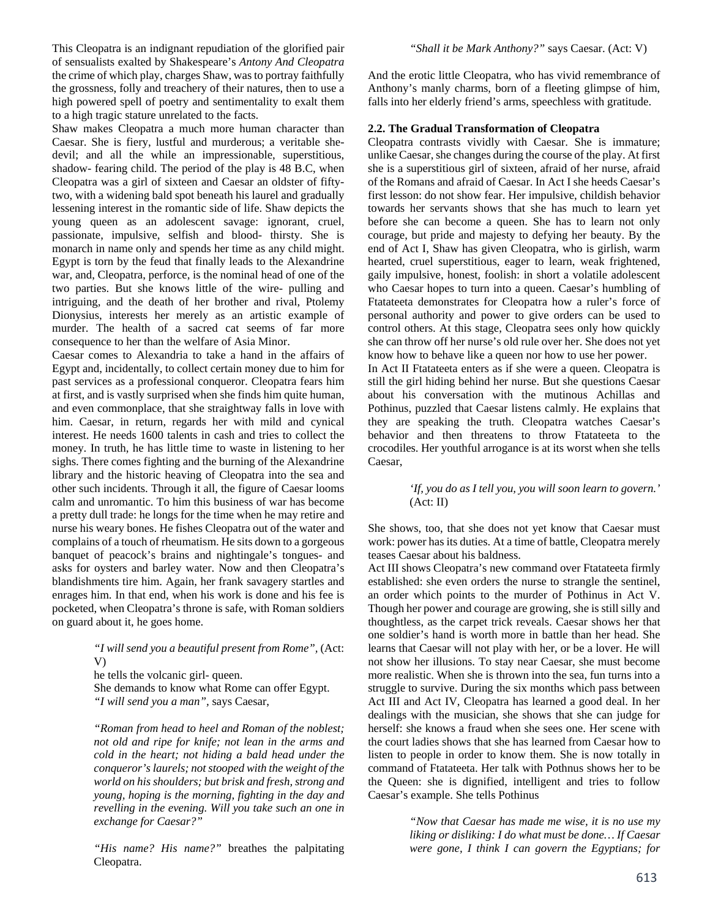This Cleopatra is an indignant repudiation of the glorified pair of sensualists exalted by Shakespeare's *Antony And Cleopatra* the crime of which play, charges Shaw, was to portray faithfully the grossness, folly and treachery of their natures, then to use a high powered spell of poetry and sentimentality to exalt them to a high tragic stature unrelated to the facts.

Shaw makes Cleopatra a much more human character than Caesar. She is fiery, lustful and murderous; a veritable she-devil; and all the while an impressionable, superstitious, shadow- fearing child. The period of the play is 48 B.C, when Cleopatra was a girl of sixteen and Caesar an oldster of fifty-two, with a widening bald spot beneath his laurel and gradually lessening interest in the romantic side of life. Shaw depicts the young queen as an adolescent savage: ignorant, cruel, passionate, impulsive, selfish and blood- thirsty. She is monarch in name only and spends her time as any child might. Egypt is torn by the feud that finally leads to the Alexandrine war, and, Cleopatra, perforce, is the nominal head of one of the two parties. But she knows little of the wire- pulling and intriguing, and the death of her brother and rival, Ptolemy Dionysius, interests her merely as an artistic example of murder. The health of a sacred cat seems of far more consequence to her than the welfare of Asia Minor.

Caesar comes to Alexandria to take a hand in the affairs of Egypt and, incidentally, to collect certain money due to him for past services as a professional conqueror. Cleopatra fears him at first, and is vastly surprised when she finds him quite human, and even commonplace, that she straightway falls in love with him. Caesar, in return, regards her with mild and cynical interest. He needs 1600 talents in cash and tries to collect the money. In truth, he has little time to waste in listening to her sighs. There comes fighting and the burning of the Alexandrine library and the historic heaving of Cleopatra into the sea and other such incidents. Through it all, the figure of Caesar looms calm and unromantic. To him this business of war has become a pretty dull trade: he longs for the time when he may retire and nurse his weary bones. He fishes Cleopatra out of the water and complains of a touch of rheumatism. He sits down to a gorgeous banquet of peacock's brains and nightingale's tongues- and asks for oysters and barley water. Now and then Cleopatra's blandishments tire him. Again, her frank savagery startles and enrages him. In that end, when his work is done and his fee is pocketed, when Cleopatra's throne is safe, with Roman soldiers on guard about it, he goes home.

> *"I will send you a beautiful present from Rome"*, (Act: V)
>
> he tells the volcanic girl- queen.
>
> She demands to know what Rome can offer Egypt.
>
> *"I will send you a man"*, says Caesar,
>
> *"Roman from head to heel and Roman of the noblest; not old and ripe for knife; not lean in the arms and cold in the heart; not hiding a bald head under the conqueror's laurels; not stooped with the weight of the world on his shoulders; but brisk and fresh, strong and young, hoping is the morning, fighting in the day and revelling in the evening. Will you take such an one in exchange for Caesar?"*
>
> *"His name? His name?"* breathes the palpitating Cleopatra.
>
> *"Shall it be Mark Anthony?"* says Caesar. (Act: V)

And the erotic little Cleopatra, who has vivid remembrance of Anthony's manly charms, born of a fleeting glimpse of him, falls into her elderly friend's arms, speechless with gratitude.

**2.2. The Gradual Transformation of Cleopatra**

Cleopatra contrasts vividly with Caesar. She is immature; unlike Caesar, she changes during the course of the play. At first she is a superstitious girl of sixteen, afraid of her nurse, afraid of the Romans and afraid of Caesar. In Act I she heeds Caesar's first lesson: do not show fear. Her impulsive, childish behavior towards her servants shows that she has much to learn yet before she can become a queen. She has to learn not only courage, but pride and majesty to defying her beauty. By the end of Act I, Shaw has given Cleopatra, who is girlish, warm hearted, cruel superstitious, eager to learn, weak frightened, gaily impulsive, honest, foolish: in short a volatile adolescent who Caesar hopes to turn into a queen. Caesar's humbling of Ftatateeta demonstrates for Cleopatra how a ruler's force of personal authority and power to give orders can be used to control others. At this stage, Cleopatra sees only how quickly she can throw off her nurse's old rule over her. She does not yet know how to behave like a queen nor how to use her power.

In Act II Ftatateeta enters as if she were a queen. Cleopatra is still the girl hiding behind her nurse. But she questions Caesar about his conversation with the mutinous Achillas and Pothinus, puzzled that Caesar listens calmly. He explains that they are speaking the truth. Cleopatra watches Caesar's behavior and then threatens to throw Ftatateeta to the crocodiles. Her youthful arrogance is at its worst when she tells Caesar,

> *'If, you do as I tell you, you will soon learn to govern.'* (Act: II)

She shows, too, that she does not yet know that Caesar must work: power has its duties. At a time of battle, Cleopatra merely teases Caesar about his baldness.

Act III shows Cleopatra's new command over Ftatateeta firmly established: she even orders the nurse to strangle the sentinel, an order which points to the murder of Pothinus in Act V. Though her power and courage are growing, she is still silly and thoughtless, as the carpet trick reveals. Caesar shows her that one soldier's hand is worth more in battle than her head. She learns that Caesar will not play with her, or be a lover. He will not show her illusions. To stay near Caesar, she must become more realistic. When she is thrown into the sea, fun turns into a struggle to survive. During the six months which pass between Act III and Act IV, Cleopatra has learned a good deal. In her dealings with the musician, she shows that she can judge for herself: she knows a fraud when she sees one. Her scene with the court ladies shows that she has learned from Caesar how to listen to people in order to know them. She is now totally in command of Ftatateeta. Her talk with Pothnus shows her to be the Queen: she is dignified, intelligent and tries to follow Caesar's example. She tells Pothinus

> *"Now that Caesar has made me wise, it is no use my liking or disliking: I do what must be done… If Caesar were gone, I think I can govern the Egyptians; for*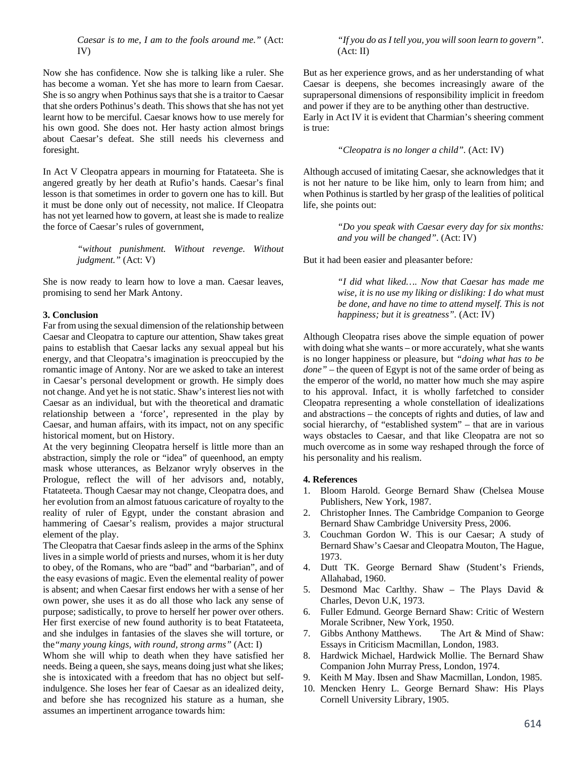*Caesar is to me, I am to the fools around me."* (Act: IV)

Now she has confidence. Now she is talking like a ruler. She has become a woman. Yet she has more to learn from Caesar. She is so angry when Pothinus says that she is a traitor to Caesar that she orders Pothinus's death. This shows that she has not yet learnt how to be merciful. Caesar knows how to use merely for his own good. She does not. Her hasty action almost brings about Caesar's defeat. She still needs his cleverness and foresight.

In Act V Cleopatra appears in mourning for Ftatateeta. She is angered greatly by her death at Rufio's hands. Caesar's final lesson is that sometimes in order to govern one has to kill. But it must be done only out of necessity, not malice. If Cleopatra has not yet learned how to govern, at least she is made to realize the force of Caesar's rules of government,

> *"without punishment. Without revenge. Without judgment."* (Act: V)

She is now ready to learn how to love a man. Caesar leaves, promising to send her Mark Antony.

**3. Conclusion**

Far from using the sexual dimension of the relationship between Caesar and Cleopatra to capture our attention, Shaw takes great pains to establish that Caesar lacks any sexual appeal but his energy, and that Cleopatra's imagination is preoccupied by the romantic image of Antony. Nor are we asked to take an interest in Caesar's personal development or growth. He simply does not change. And yet he is not static. Shaw's interest lies not with Caesar as an individual, but with the theoretical and dramatic relationship between a 'force', represented in the play by Caesar, and human affairs, with its impact, not on any specific historical moment, but on History.

At the very beginning Cleopatra herself is little more than an abstraction, simply the role or "idea" of queenhood, an empty mask whose utterances, as Belzanor wryly observes in the Prologue, reflect the will of her advisors and, notably, Ftatateeta. Though Caesar may not change, Cleopatra does, and her evolution from an almost fatuous caricature of royalty to the reality of ruler of Egypt, under the constant abrasion and hammering of Caesar's realism, provides a major structural element of the play.

The Cleopatra that Caesar finds asleep in the arms of the Sphinx lives in a simple world of priests and nurses, whom it is her duty to obey, of the Romans, who are "bad" and "barbarian", and of the easy evasions of magic. Even the elemental reality of power is absent; and when Caesar first endows her with a sense of her own power, she uses it as do all those who lack any sense of purpose; sadistically, to prove to herself her power over others. Her first exercise of new found authority is to beat Ftatateeta, and she indulges in fantasies of the slaves she will torture, or the*"many young kings, with round, strong arms"* (Act: I)

Whom she will whip to death when they have satisfied her needs. Being a queen, she says, means doing just what she likes; she is intoxicated with a freedom that has no object but self-indulgence. She loses her fear of Caesar as an idealized deity, and before she has recognized his stature as a human, she assumes an impertinent arrogance towards him:

> *"If you do as I tell you, you will soon learn to govern".* (Act: II)

But as her experience grows, and as her understanding of what Caesar is deepens, she becomes increasingly aware of the suprapersonal dimensions of responsibility implicit in freedom and power if they are to be anything other than destructive.

Early in Act IV it is evident that Charmian's sheering comment is true:

> *"Cleopatra is no longer a child".* (Act: IV)

Although accused of imitating Caesar, she acknowledges that it is not her nature to be like him, only to learn from him; and when Pothinus is startled by her grasp of the lealities of political life, she points out:

> *"Do you speak with Caesar every day for six months: and you will be changed".* (Act: IV)

But it had been easier and pleasanter before*:*

> *"I did what liked…. Now that Caesar has made me wise, it is no use my liking or disliking: I do what must be done, and have no time to attend myself. This is not happiness; but it is greatness".* (Act: IV)

Although Cleopatra rises above the simple equation of power with doing what she wants – or more accurately, what she wants is no longer happiness or pleasure, but *"doing what has to be done"* – the queen of Egypt is not of the same order of being as the emperor of the world, no matter how much she may aspire to his approval. Infact, it is wholly farfetched to consider Cleopatra representing a whole constellation of idealizations and abstractions – the concepts of rights and duties, of law and social hierarchy, of "established system" – that are in various ways obstacles to Caesar, and that like Cleopatra are not so much overcome as in some way reshaped through the force of his personality and his realism.

**4. References**

1. Bloom Harold. George Bernard Shaw (Chelsea Mouse Publishers, New York, 1987.
2. Christopher Innes. The Cambridge Companion to George Bernard Shaw Cambridge University Press, 2006.
3. Couchman Gordon W. This is our Caesar; A study of Bernard Shaw's Caesar and Cleopatra Mouton, The Hague, 1973.
4. Dutt TK. George Bernard Shaw (Student's Friends, Allahabad, 1960.
5. Desmond Mac Carlthy. Shaw – The Plays David & Charles, Devon U.K, 1973.
6. Fuller Edmund. George Bernard Shaw: Critic of Western Morale Scribner, New York, 1950.
7. Gibbs Anthony Matthews. The Art & Mind of Shaw: Essays in Criticism Macmillan, London, 1983.
8. Hardwick Michael, Hardwick Mollie. The Bernard Shaw Companion John Murray Press, London, 1974.
9. Keith M May. Ibsen and Shaw Macmillan, London, 1985.
10. Mencken Henry L. George Bernard Shaw: His Plays Cornell University Library, 1905.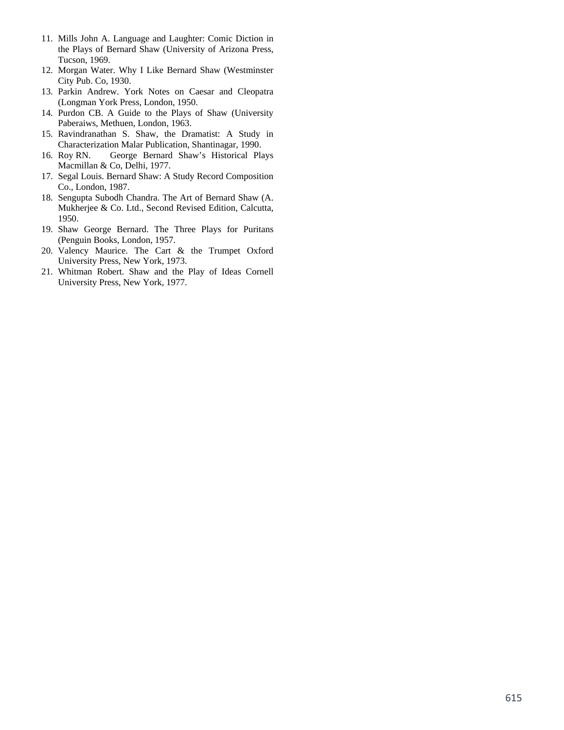11. Mills John A. Language and Laughter: Comic Diction in the Plays of Bernard Shaw (University of Arizona Press, Tucson, 1969.
12. Morgan Water. Why I Like Bernard Shaw (Westminster City Pub. Co, 1930.
13. Parkin Andrew. York Notes on Caesar and Cleopatra (Longman York Press, London, 1950.
14. Purdon CB. A Guide to the Plays of Shaw (University Paberaiws, Methuen, London, 1963.
15. Ravindranathan S. Shaw, the Dramatist: A Study in Characterization Malar Publication, Shantinagar, 1990.
16. Roy RN. George Bernard Shaw's Historical Plays Macmillan & Co, Delhi, 1977.
17. Segal Louis. Bernard Shaw: A Study Record Composition Co., London, 1987.
18. Sengupta Subodh Chandra. The Art of Bernard Shaw (A. Mukherjee & Co. Ltd., Second Revised Edition, Calcutta, 1950.
19. Shaw George Bernard. The Three Plays for Puritans (Penguin Books, London, 1957.
20. Valency Maurice. The Cart & the Trumpet Oxford University Press, New York, 1973.
21. Whitman Robert. Shaw and the Play of Ideas Cornell University Press, New York, 1977.